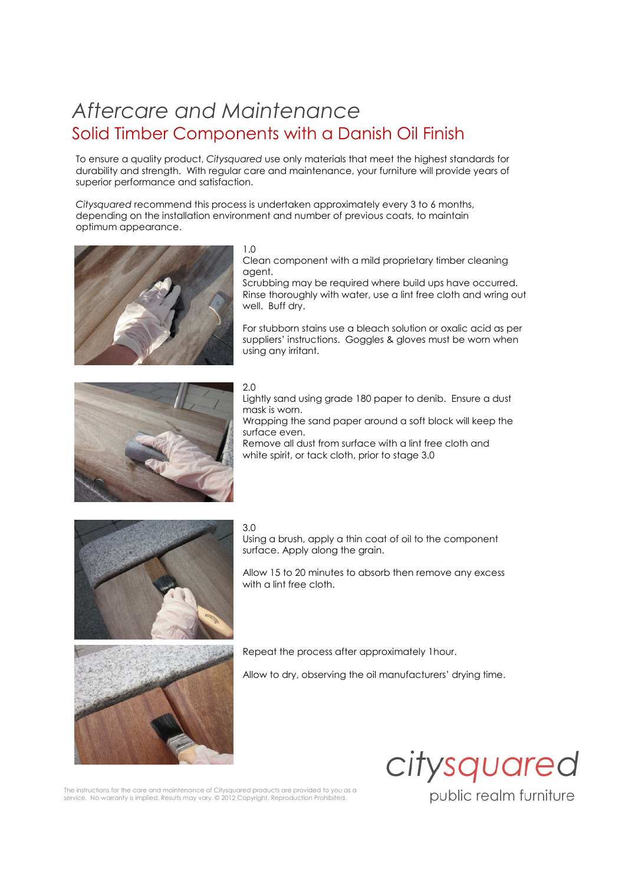# *Aftercare and Maintenance*

## Solid Timber Components with a Danish Oil Finish

To ensure a quality product, *Citysquared* use only materials that meet the highest standards for durability and strength. With regular care and maintenance, your furniture will provide years of superior performance and satisfaction.

*Citysquared* recommend this process is undertaken approximately every 3 to 6 months, depending on the installation environment and number of previous coats, to maintain optimum appearance.

1.0

Clean component with a mild proprietary timber cleaning agent.
Scrubbing may be required where build ups have occurred.
Rinse thoroughly with water, use a lint free cloth and wring out well. Buff dry.

For stubborn stains use a bleach solution or oxalic acid as per suppliers' instructions. Goggles & gloves must be worn when using any irritant.

2.0

Lightly sand using grade 180 paper to denib. Ensure a dust mask is worn.
Wrapping the sand paper around a soft block will keep the surface even.
Remove all dust from surface with a lint free cloth and white spirit, or tack cloth, prior to stage 3.0

3.0

Using a brush, apply a thin coat of oil to the component surface. Apply along the grain.

Allow 15 to 20 minutes to absorb then remove any excess with a lint free cloth.

Repeat the process after approximately 1hour.

Allow to dry, observing the oil manufacturers' drying time.

The instructions for the care and maintenance of Citysquared products are provided to you as a service. No warranty is implied. Results may vary. © 2012 Copyright. Reproduction Prohibited.

citysquared
public realm furniture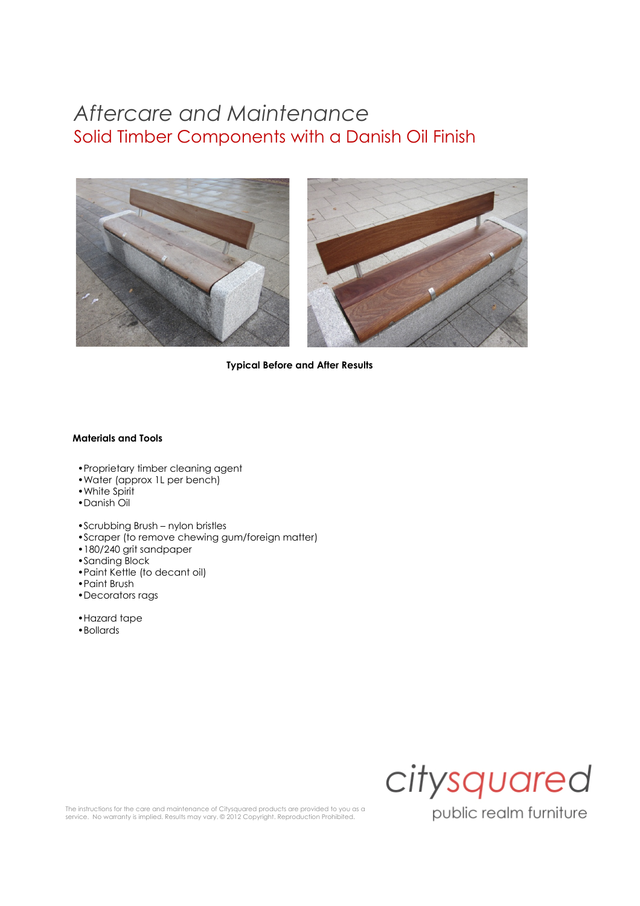# *Aftercare and Maintenance*

## Solid Timber Components with a Danish Oil Finish

**Typical Before and After Results**

**Materials and Tools**

- Proprietary timber cleaning agent
- Water (approx 1L per bench)
- White Spirit
- Danish Oil

- Scrubbing Brush – nylon bristles
- Scraper (to remove chewing gum/foreign matter)
- 180/240 grit sandpaper
- Sanding Block
- Paint Kettle (to decant oil)
- Paint Brush
- Decorators rags

- Hazard tape
- Bollards

The instructions for the care and maintenance of Citysquared products are provided to you as a service. No warranty is implied. Results may vary. © 2012 Copyright. Reproduction Prohibited.

citysquared

public realm furniture